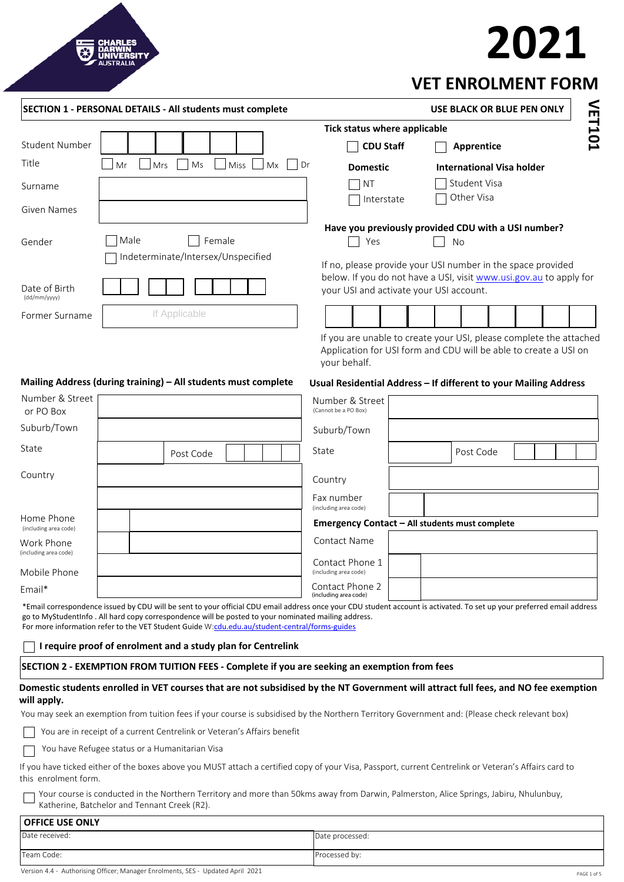CHARLES DARWIN UNIVERSITY AUSTRALIA

# 2021

## VET ENROLMENT FORM

VET101

**SECTION 1 - PERSONAL DETAILS - All students must complete** **USE BLACK OR BLUE PEN ONLY**

Student Number

Title ☐ Mr ☐ Mrs ☐ Ms ☐ Miss ☐ Mx ☐ Dr

Surname

Given Names

Gender ☐ Male ☐ Female ☐ Indeterminate/Intersex/Unspecified

Date of Birth (dd/mm/yyyy)

Former Surname — If Applicable

**Tick status where applicable**

☐ **CDU Staff** ☐ **Apprentice**

**Domestic**
☐ NT
☐ Interstate

**International Visa holder**
☐ Student Visa
☐ Other Visa

**Have you previously provided CDU with a USI number?**

☐ Yes ☐ No

If no, please provide your USI number in the space provided below. If you do not have a USI, visit www.usi.gov.au to apply for your USI and activate your USI account.

If you are unable to create your USI, please complete the attached Application for USI form and CDU will be able to create a USI on your behalf.

**Mailing Address (during training) – All students must complete**

Number & Street or PO Box

Suburb/Town

State — Post Code

Country

Home Phone (including area code)

Work Phone (including area code)

Mobile Phone

Email*

**Usual Residential Address – If different to your Mailing Address**

Number & Street (Cannot be a PO Box)

Suburb/Town

State — Post Code

Country

Fax number (including area code)

**Emergency Contact – All students must complete**

Contact Name

Contact Phone 1 (including area code)

Contact Phone 2 (including area code)

*Email correspondence issued by CDU will be sent to your official CDU email address once your CDU student account is activated. To set up your preferred email address go to MyStudentInfo . All hard copy correspondence will be posted to your nominated mailing address.
For more information refer to the VET Student Guide W:cdu.edu.au/student-central/forms-guides

☐ **I require proof of enrolment and a study plan for Centrelink**

**SECTION 2 - EXEMPTION FROM TUITION FEES - Complete if you are seeking an exemption from fees**

**Domestic students enrolled in VET courses that are not subsidised by the NT Government will attract full fees, and NO fee exemption will apply.**

You may seek an exemption from tuition fees if your course is subsidised by the Northern Territory Government and: (Please check relevant box)

☐ You are in receipt of a current Centrelink or Veteran's Affairs benefit

☐ You have Refugee status or a Humanitarian Visa

If you have ticked either of the boxes above you MUST attach a certified copy of your Visa, Passport, current Centrelink or Veteran's Affairs card to this enrolment form.

☐ Your course is conducted in the Northern Territory and more than 50kms away from Darwin, Palmerston, Alice Springs, Jabiru, Nhulunbuy, Katherine, Batchelor and Tennant Creek (R2).

| OFFICE USE ONLY | |
|---|---|
| Date received: | Date processed: |
| Team Code: | Processed by: |

Version 4.4 - Authorising Officer; Manager Enrolments, SES - Updated April 2021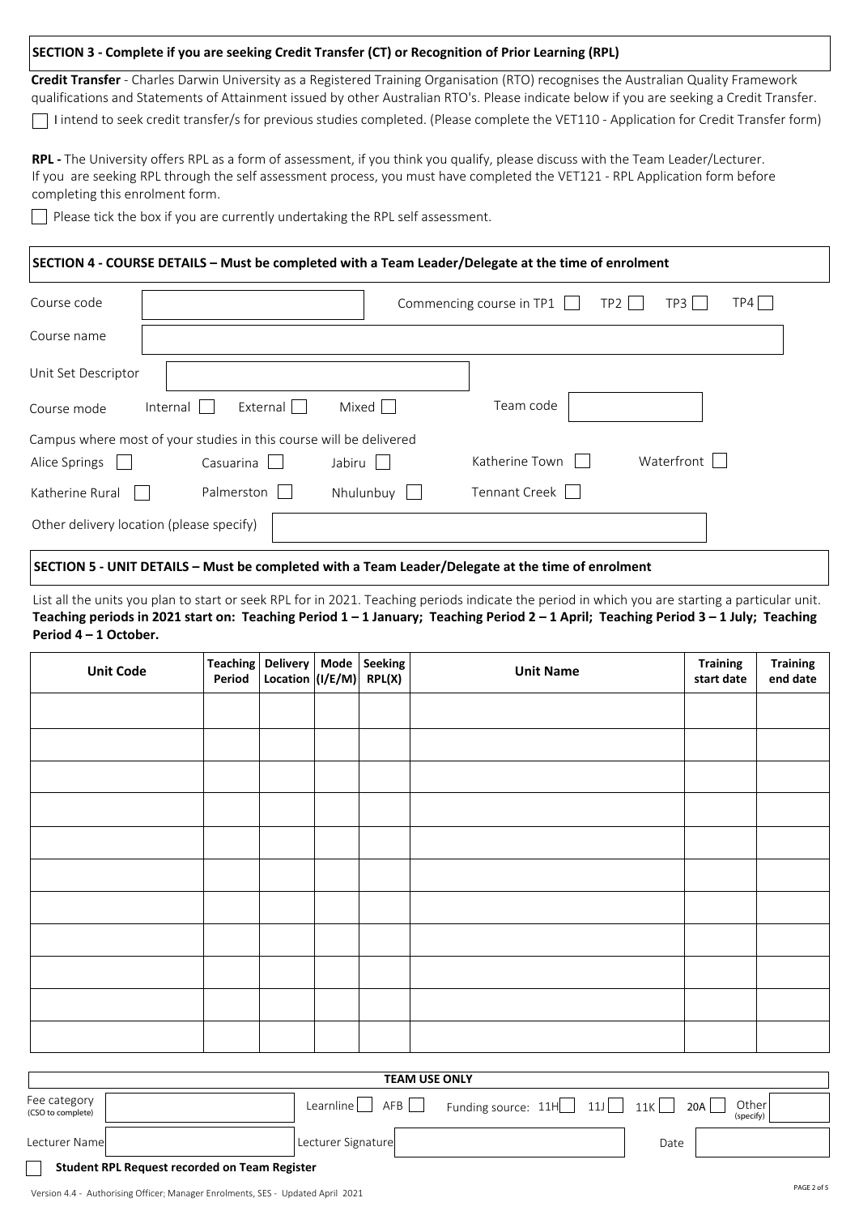## SECTION 3 - Complete if you are seeking Credit Transfer (CT) or Recognition of Prior Learning (RPL)

**Credit Transfer** - Charles Darwin University as a Registered Training Organisation (RTO) recognises the Australian Quality Framework qualifications and Statements of Attainment issued by other Australian RTO's. Please indicate below if you are seeking a Credit Transfer.

☐ I intend to seek credit transfer/s for previous studies completed. (Please complete the VET110 - Application for Credit Transfer form)

**RPL -** The University offers RPL as a form of assessment, if you think you qualify, please discuss with the Team Leader/Lecturer. If you are seeking RPL through the self assessment process, you must have completed the VET121 - RPL Application form before completing this enrolment form.

☐ Please tick the box if you are currently undertaking the RPL self assessment.

## SECTION 4 - COURSE DETAILS – Must be completed with a Team Leader/Delegate at the time of enrolment

Course code: ____________ Commencing course in TP1 ☐ TP2 ☐ TP3 ☐ TP4 ☐

Course name: ____________

Unit Set Descriptor: ____________

Course mode: Internal ☐ External ☐ Mixed ☐ Team code: ____________

Campus where most of your studies in this course will be delivered

Alice Springs ☐ Casuarina ☐ Jabiru ☐ Katherine Town ☐ Waterfront ☐

Katherine Rural ☐ Palmerston ☐ Nhulunbuy ☐ Tennant Creek ☐

Other delivery location (please specify): ____________

## SECTION 5 - UNIT DETAILS – Must be completed with a Team Leader/Delegate at the time of enrolment

List all the units you plan to start or seek RPL for in 2021. Teaching periods indicate the period in which you are starting a particular unit. **Teaching periods in 2021 start on: Teaching Period 1 – 1 January; Teaching Period 2 – 1 April; Teaching Period 3 – 1 July; Teaching Period 4 – 1 October.**

| Unit Code | Teaching Period | Delivery Location | Mode (I/E/M) | Seeking RPL(X) | Unit Name | Training start date | Training end date |
|---|---|---|---|---|---|---|---|
| | | | | | | | |
| | | | | | | | |
| | | | | | | | |
| | | | | | | | |
| | | | | | | | |
| | | | | | | | |
| | | | | | | | |
| | | | | | | | |
| | | | | | | | |
| | | | | | | | |
| | | | | | | | |

**TEAM USE ONLY**

Fee category (CSO to complete): ____________ Learnline ☐ AFB ☐ Funding source: 11H ☐ 11J ☐ 11K ☐ 20A ☐ Other (specify) ____________

Lecturer Name: ____________ Lecturer Signature: ____________ Date: ____________

☐ **Student RPL Request recorded on Team Register**

Version 4.4 - Authorising Officer; Manager Enrolments, SES - Updated April 2021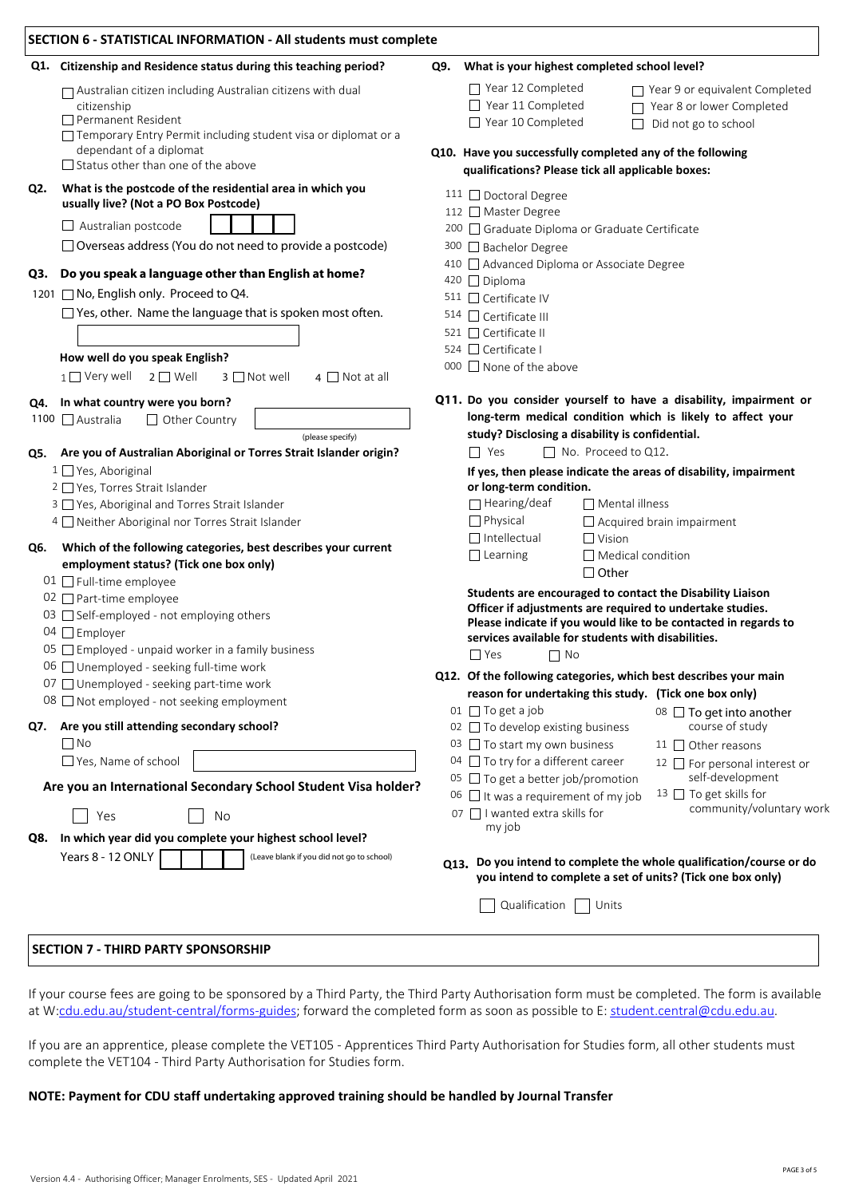## SECTION 6 - STATISTICAL INFORMATION - All students must complete

**Q1. Citizenship and Residence status during this teaching period?**

- ☐ Australian citizen including Australian citizens with dual citizenship
- ☐ Permanent Resident
- ☐ Temporary Entry Permit including student visa or diplomat or a dependant of a diplomat
- ☐ Status other than one of the above

**Q2. What is the postcode of the residential area in which you usually live? (Not a PO Box Postcode)**

- ☐ Australian postcode ☐☐☐☐
- ☐ Overseas address (You do not need to provide a postcode)

**Q3. Do you speak a language other than English at home?**

- 1201 ☐ No, English only. Proceed to Q4.
- ☐ Yes, other. Name the language that is spoken most often.

**How well do you speak English?**

1 ☐ Very well 2 ☐ Well 3 ☐ Not well 4 ☐ Not at all

**Q4. In what country were you born?**

1100 ☐ Australia ☐ Other Country __________ (please specify)

**Q5. Are you of Australian Aboriginal or Torres Strait Islander origin?**

- 1 ☐ Yes, Aboriginal
- 2 ☐ Yes, Torres Strait Islander
- 3 ☐ Yes, Aboriginal and Torres Strait Islander
- 4 ☐ Neither Aboriginal nor Torres Strait Islander

**Q6. Which of the following categories, best describes your current employment status? (Tick one box only)**

- 01 ☐ Full-time employee
- 02 ☐ Part-time employee
- 03 ☐ Self-employed - not employing others
- 04 ☐ Employer
- 05 ☐ Employed - unpaid worker in a family business
- 06 ☐ Unemployed - seeking full-time work
- 07 ☐ Unemployed - seeking part-time work
- 08 ☐ Not employed - not seeking employment

**Q7. Are you still attending secondary school?**

- ☐ No
- ☐ Yes, Name of school __________

**Are you an International Secondary School Student Visa holder?**

☐ Yes ☐ No

**Q8. In which year did you complete your highest school level?**

Years 8 - 12 ONLY ☐☐☐☐ (Leave blank if you did not go to school)

**Q9. What is your highest completed school level?**

- ☐ Year 12 Completed
- ☐ Year 11 Completed
- ☐ Year 10 Completed
- ☐ Year 9 or equivalent Completed
- ☐ Year 8 or lower Completed
- ☐ Did not go to school

**Q10. Have you successfully completed any of the following qualifications? Please tick all applicable boxes:**

- 111 ☐ Doctoral Degree
- 112 ☐ Master Degree
- 200 ☐ Graduate Diploma or Graduate Certificate
- 300 ☐ Bachelor Degree
- 410 ☐ Advanced Diploma or Associate Degree
- 420 ☐ Diploma
- 511 ☐ Certificate IV
- 514 ☐ Certificate III
- 521 ☐ Certificate II
- 524 ☐ Certificate I
- 000 ☐ None of the above

**Q11. Do you consider yourself to have a disability, impairment or long-term medical condition which is likely to affect your study? Disclosing a disability is confidential.**

☐ Yes ☐ No. Proceed to Q12.

**If yes, then please indicate the areas of disability, impairment or long-term condition.**

- ☐ Hearing/deaf
- ☐ Physical
- ☐ Intellectual
- ☐ Learning
- ☐ Mental illness
- ☐ Acquired brain impairment
- ☐ Vision
- ☐ Medical condition
- ☐ Other

**Students are encouraged to contact the Disability Liaison Officer if adjustments are required to undertake studies. Please indicate if you would like to be contacted in regards to services available for students with disabilities.**

☐ Yes ☐ No

**Q12. Of the following categories, which best describes your main reason for undertaking this study. (Tick one box only)**

- 01 ☐ To get a job
- 02 ☐ To develop existing business
- 03 ☐ To start my own business
- 04 ☐ To try for a different career
- 05 ☐ To get a better job/promotion
- 06 ☐ It was a requirement of my job
- 07 ☐ I wanted extra skills for my job
- 08 ☐ To get into another course of study
- 11 ☐ Other reasons
- 12 ☐ For personal interest or self-development
- 13 ☐ To get skills for community/voluntary work

**Q13. Do you intend to complete the whole qualification/course or do you intend to complete a set of units? (Tick one box only)**

☐ Qualification ☐ Units

## SECTION 7 - THIRD PARTY SPONSORSHIP

If your course fees are going to be sponsored by a Third Party, the Third Party Authorisation form must be completed. The form is available at W:cdu.edu.au/student-central/forms-guides; forward the completed form as soon as possible to E: student.central@cdu.edu.au.

If you are an apprentice, please complete the VET105 - Apprentices Third Party Authorisation for Studies form, all other students must complete the VET104 - Third Party Authorisation for Studies form.

**NOTE: Payment for CDU staff undertaking approved training should be handled by Journal Transfer**

Version 4.4 - Authorising Officer; Manager Enrolments, SES - Updated April 2021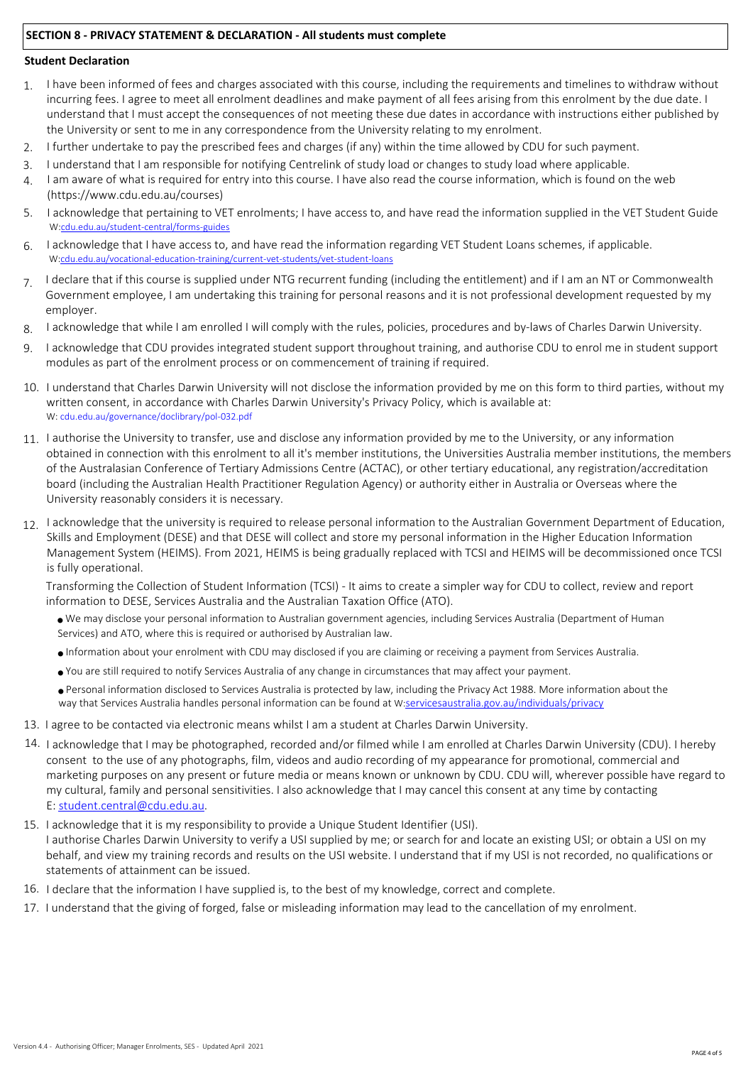## SECTION 8 - PRIVACY STATEMENT & DECLARATION - All students must complete

### Student Declaration

1. I have been informed of fees and charges associated with this course, including the requirements and timelines to withdraw without incurring fees. I agree to meet all enrolment deadlines and make payment of all fees arising from this enrolment by the due date. I understand that I must accept the consequences of not meeting these due dates in accordance with instructions either published by the University or sent to me in any correspondence from the University relating to my enrolment.
2. I further undertake to pay the prescribed fees and charges (if any) within the time allowed by CDU for such payment.
3. I understand that I am responsible for notifying Centrelink of study load or changes to study load where applicable.
4. I am aware of what is required for entry into this course. I have also read the course information, which is found on the web (https://www.cdu.edu.au/courses)
5. I acknowledge that pertaining to VET enrolments; I have access to, and have read the information supplied in the VET Student Guide W:cdu.edu.au/student-central/forms-guides
6. I acknowledge that I have access to, and have read the information regarding VET Student Loans schemes, if applicable. W:cdu.edu.au/vocational-education-training/current-vet-students/vet-student-loans
7. I declare that if this course is supplied under NTG recurrent funding (including the entitlement) and if I am an NT or Commonwealth Government employee, I am undertaking this training for personal reasons and it is not professional development requested by my employer.
8. I acknowledge that while I am enrolled I will comply with the rules, policies, procedures and by-laws of Charles Darwin University.
9. I acknowledge that CDU provides integrated student support throughout training, and authorise CDU to enrol me in student support modules as part of the enrolment process or on commencement of training if required.
10. I understand that Charles Darwin University will not disclose the information provided by me on this form to third parties, without my written consent, in accordance with Charles Darwin University's Privacy Policy, which is available at: W: cdu.edu.au/governance/doclibrary/pol-032.pdf
11. I authorise the University to transfer, use and disclose any information provided by me to the University, or any information obtained in connection with this enrolment to all it's member institutions, the Universities Australia member institutions, the members of the Australasian Conference of Tertiary Admissions Centre (ACTAC), or other tertiary educational, any registration/accreditation board (including the Australian Health Practitioner Regulation Agency) or authority either in Australia or Overseas where the University reasonably considers it is necessary.
12. I acknowledge that the university is required to release personal information to the Australian Government Department of Education, Skills and Employment (DESE) and that DESE will collect and store my personal information in the Higher Education Information Management System (HEIMS). From 2021, HEIMS is being gradually replaced with TCSI and HEIMS will be decommissioned once TCSI is fully operational.

    Transforming the Collection of Student Information (TCSI) - It aims to create a simpler way for CDU to collect, review and report information to DESE, Services Australia and the Australian Taxation Office (ATO).

    - We may disclose your personal information to Australian government agencies, including Services Australia (Department of Human Services) and ATO, where this is required or authorised by Australian law.
    - Information about your enrolment with CDU may disclosed if you are claiming or receiving a payment from Services Australia.
    - You are still required to notify Services Australia of any change in circumstances that may affect your payment.
    - Personal information disclosed to Services Australia is protected by law, including the Privacy Act 1988. More information about the way that Services Australia handles personal information can be found at W:servicesaustralia.gov.au/individuals/privacy
13. I agree to be contacted via electronic means whilst I am a student at Charles Darwin University.
14. I acknowledge that I may be photographed, recorded and/or filmed while I am enrolled at Charles Darwin University (CDU). I hereby consent to the use of any photographs, film, videos and audio recording of my appearance for promotional, commercial and marketing purposes on any present or future media or means known or unknown by CDU. CDU will, wherever possible have regard to my cultural, family and personal sensitivities. I also acknowledge that I may cancel this consent at any time by contacting E: student.central@cdu.edu.au.
15. I acknowledge that it is my responsibility to provide a Unique Student Identifier (USI). I authorise Charles Darwin University to verify a USI supplied by me; or search for and locate an existing USI; or obtain a USI on my behalf, and view my training records and results on the USI website. I understand that if my USI is not recorded, no qualifications or statements of attainment can be issued.
16. I declare that the information I have supplied is, to the best of my knowledge, correct and complete.
17. I understand that the giving of forged, false or misleading information may lead to the cancellation of my enrolment.

Version 4.4 - Authorising Officer; Manager Enrolments, SES - Updated April 2021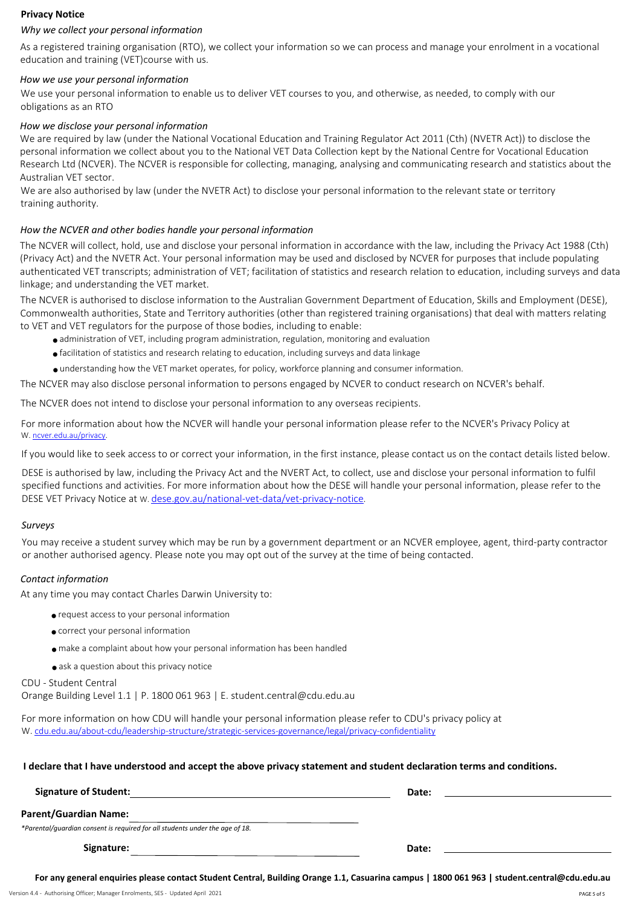## Privacy Notice

### *Why we collect your personal information*

As a registered training organisation (RTO), we collect your information so we can process and manage your enrolment in a vocational education and training (VET)course with us.

### *How we use your personal information*

We use your personal information to enable us to deliver VET courses to you, and otherwise, as needed, to comply with our obligations as an RTO

### *How we disclose your personal information*

We are required by law (under the National Vocational Education and Training Regulator Act 2011 (Cth) (NVETR Act)) to disclose the personal information we collect about you to the National VET Data Collection kept by the National Centre for Vocational Education Research Ltd (NCVER). The NCVER is responsible for collecting, managing, analysing and communicating research and statistics about the Australian VET sector.

We are also authorised by law (under the NVETR Act) to disclose your personal information to the relevant state or territory training authority.

### *How the NCVER and other bodies handle your personal information*

The NCVER will collect, hold, use and disclose your personal information in accordance with the law, including the Privacy Act 1988 (Cth) (Privacy Act) and the NVETR Act. Your personal information may be used and disclosed by NCVER for purposes that include populating authenticated VET transcripts; administration of VET; facilitation of statistics and research relation to education, including surveys and data linkage; and understanding the VET market.

The NCVER is authorised to disclose information to the Australian Government Department of Education, Skills and Employment (DESE), Commonwealth authorities, State and Territory authorities (other than registered training organisations) that deal with matters relating to VET and VET regulators for the purpose of those bodies, including to enable:

- administration of VET, including program administration, regulation, monitoring and evaluation
- facilitation of statistics and research relating to education, including surveys and data linkage
- understanding how the VET market operates, for policy, workforce planning and consumer information.

The NCVER may also disclose personal information to persons engaged by NCVER to conduct research on NCVER's behalf.

The NCVER does not intend to disclose your personal information to any overseas recipients.

For more information about how the NCVER will handle your personal information please refer to the NCVER's Privacy Policy at W. ncver.edu.au/privacy.

If you would like to seek access to or correct your information, in the first instance, please contact us on the contact details listed below.

DESE is authorised by law, including the Privacy Act and the NVERT Act, to collect, use and disclose your personal information to fulfil specified functions and activities. For more information about how the DESE will handle your personal information, please refer to the DESE VET Privacy Notice at W. dese.gov.au/national-vet-data/vet-privacy-notice.

### *Surveys*

You may receive a student survey which may be run by a government department or an NCVER employee, agent, third-party contractor or another authorised agency. Please note you may opt out of the survey at the time of being contacted.

### *Contact information*

At any time you may contact Charles Darwin University to:

- request access to your personal information
- correct your personal information
- make a complaint about how your personal information has been handled
- ask a question about this privacy notice

CDU - Student Central
Orange Building Level 1.1 | P. 1800 061 963 | E. student.central@cdu.edu.au

For more information on how CDU will handle your personal information please refer to CDU's privacy policy at W. cdu.edu.au/about-cdu/leadership-structure/strategic-services-governance/legal/privacy-confidentiality

**I declare that I have understood and accept the above privacy statement and student declaration terms and conditions.**

**Signature of Student:** ______________________ **Date:** ______________

**Parent/Guardian Name:** ______________________

*\*Parental/guardian consent is required for all students under the age of 18.*

**Signature:** ______________________ **Date:** ______________

**For any general enquiries please contact Student Central, Building Orange 1.1, Casuarina campus | 1800 061 963 | student.central@cdu.edu.au**

Version 4.4 - Authorising Officer; Manager Enrolments, SES - Updated April 2021